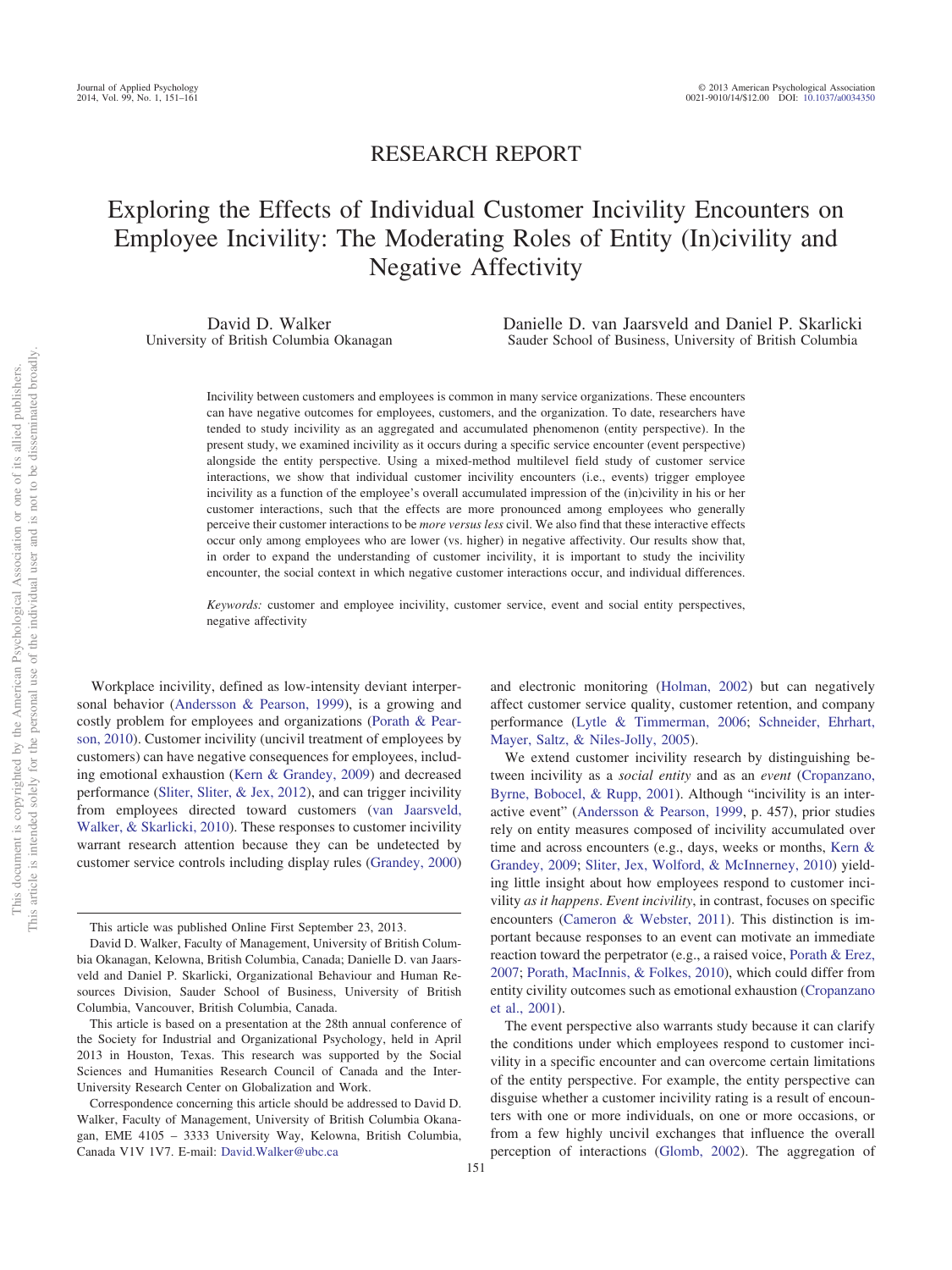RESEARCH REPORT

# Exploring the Effects of Individual Customer Incivility Encounters on Employee Incivility: The Moderating Roles of Entity (In)civility and Negative Affectivity

David D. Walker
University of British Columbia Okanagan

Danielle D. van Jaarsveld and Daniel P. Skarlicki
Sauder School of Business, University of British Columbia

Incivility between customers and employees is common in many service organizations. These encounters can have negative outcomes for employees, customers, and the organization. To date, researchers have tended to study incivility as an aggregated and accumulated phenomenon (entity perspective). In the present study, we examined incivility as it occurs during a specific service encounter (event perspective) alongside the entity perspective. Using a mixed-method multilevel field study of customer service interactions, we show that individual customer incivility encounters (i.e., events) trigger employee incivility as a function of the employee's overall accumulated impression of the (in)civility in his or her customer interactions, such that the effects are more pronounced among employees who generally perceive their customer interactions to be *more versus less* civil. We also find that these interactive effects occur only among employees who are lower (vs. higher) in negative affectivity. Our results show that, in order to expand the understanding of customer incivility, it is important to study the incivility encounter, the social context in which negative customer interactions occur, and individual differences.

*Keywords:* customer and employee incivility, customer service, event and social entity perspectives, negative affectivity

Workplace incivility, defined as low-intensity deviant interpersonal behavior (Andersson & Pearson, 1999), is a growing and costly problem for employees and organizations (Porath & Pearson, 2010). Customer incivility (uncivil treatment of employees by customers) can have negative consequences for employees, including emotional exhaustion (Kern & Grandey, 2009) and decreased performance (Sliter, Sliter, & Jex, 2012), and can trigger incivility from employees directed toward customers (van Jaarsveld, Walker, & Skarlicki, 2010). These responses to customer incivility warrant research attention because they can be undetected by customer service controls including display rules (Grandey, 2000) and electronic monitoring (Holman, 2002) but can negatively affect customer service quality, customer retention, and company performance (Lytle & Timmerman, 2006; Schneider, Ehrhart, Mayer, Saltz, & Niles-Jolly, 2005).

We extend customer incivility research by distinguishing between incivility as a *social entity* and as an *event* (Cropanzano, Byrne, Bobocel, & Rupp, 2001). Although "incivility is an interactive event" (Andersson & Pearson, 1999, p. 457), prior studies rely on entity measures composed of incivility accumulated over time and across encounters (e.g., days, weeks or months, Kern & Grandey, 2009; Sliter, Jex, Wolford, & McInnerney, 2010) yielding little insight about how employees respond to customer incivility *as it happens*. *Event incivility*, in contrast, focuses on specific encounters (Cameron & Webster, 2011). This distinction is important because responses to an event can motivate an immediate reaction toward the perpetrator (e.g., a raised voice, Porath & Erez, 2007; Porath, MacInnis, & Folkes, 2010), which could differ from entity civility outcomes such as emotional exhaustion (Cropanzano et al., 2001).

The event perspective also warrants study because it can clarify the conditions under which employees respond to customer incivility in a specific encounter and can overcome certain limitations of the entity perspective. For example, the entity perspective can disguise whether a customer incivility rating is a result of encounters with one or more individuals, on one or more occasions, or from a few highly uncivil exchanges that influence the overall perception of interactions (Glomb, 2002). The aggregation of

---

This article was published Online First September 23, 2013.

David D. Walker, Faculty of Management, University of British Columbia Okanagan, Kelowna, British Columbia, Canada; Danielle D. van Jaarsveld and Daniel P. Skarlicki, Organizational Behaviour and Human Resources Division, Sauder School of Business, University of British Columbia, Vancouver, British Columbia, Canada.

This article is based on a presentation at the 28th annual conference of the Society for Industrial and Organizational Psychology, held in April 2013 in Houston, Texas. This research was supported by the Social Sciences and Humanities Research Council of Canada and the Inter-University Research Center on Globalization and Work.

Correspondence concerning this article should be addressed to David D. Walker, Faculty of Management, University of British Columbia Okanagan, EME 4105 – 3333 University Way, Kelowna, British Columbia, Canada V1V 1V7. E-mail: David.Walker@ubc.ca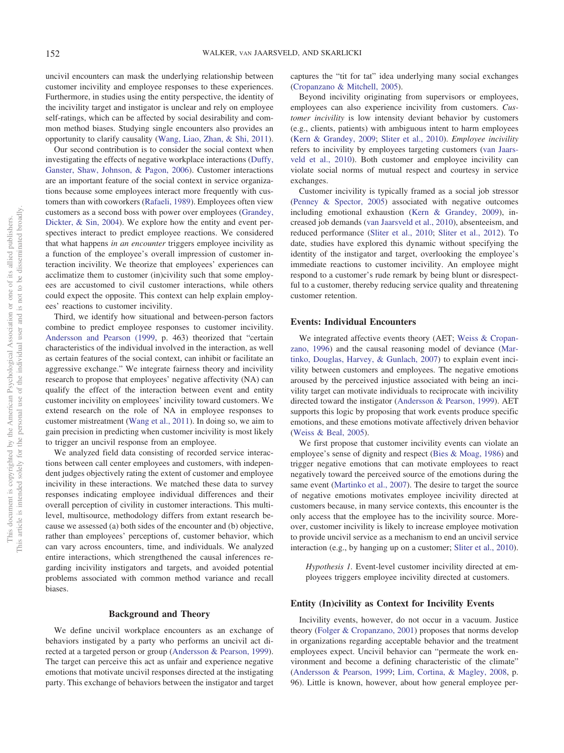uncivil encounters can mask the underlying relationship between customer incivility and employee responses to these experiences. Furthermore, in studies using the entity perspective, the identity of the incivility target and instigator is unclear and rely on employee self-ratings, which can be affected by social desirability and common method biases. Studying single encounters also provides an opportunity to clarify causality (Wang, Liao, Zhan, & Shi, 2011).

Our second contribution is to consider the social context when investigating the effects of negative workplace interactions (Duffy, Ganster, Shaw, Johnson, & Pagon, 2006). Customer interactions are an important feature of the social context in service organizations because some employees interact more frequently with customers than with coworkers (Rafaeli, 1989). Employees often view customers as a second boss with power over employees (Grandey, Dickter, & Sin, 2004). We explore how the entity and event perspectives interact to predict employee reactions. We considered that what happens *in an encounter* triggers employee incivility as a function of the employee's overall impression of customer interaction incivility. We theorize that employees' experiences can acclimatize them to customer (in)civility such that some employees are accustomed to civil customer interactions, while others could expect the opposite. This context can help explain employees' reactions to customer incivility.

Third, we identify how situational and between-person factors combine to predict employee responses to customer incivility. Andersson and Pearson (1999, p. 463) theorized that "certain characteristics of the individual involved in the interaction, as well as certain features of the social context, can inhibit or facilitate an aggressive exchange." We integrate fairness theory and incivility research to propose that employees' negative affectivity (NA) can qualify the effect of the interaction between event and entity customer incivility on employees' incivility toward customers. We extend research on the role of NA in employee responses to customer mistreatment (Wang et al., 2011). In doing so, we aim to gain precision in predicting when customer incivility is most likely to trigger an uncivil response from an employee.

We analyzed field data consisting of recorded service interactions between call center employees and customers, with independent judges objectively rating the extent of customer and employee incivility in these interactions. We matched these data to survey responses indicating employee individual differences and their overall perception of civility in customer interactions. This multilevel, multisource, methodology differs from extant research because we assessed (a) both sides of the encounter and (b) objective, rather than employees' perceptions of, customer behavior, which can vary across encounters, time, and individuals. We analyzed entire interactions, which strengthened the causal inferences regarding incivility instigators and targets, and avoided potential problems associated with common method variance and recall biases.

## Background and Theory

We define uncivil workplace encounters as an exchange of behaviors instigated by a party who performs an uncivil act directed at a targeted person or group (Andersson & Pearson, 1999). The target can perceive this act as unfair and experience negative emotions that motivate uncivil responses directed at the instigating party. This exchange of behaviors between the instigator and target captures the "tit for tat" idea underlying many social exchanges (Cropanzano & Mitchell, 2005).

Beyond incivility originating from supervisors or employees, employees can also experience incivility from customers. *Customer incivility* is low intensity deviant behavior by customers (e.g., clients, patients) with ambiguous intent to harm employees (Kern & Grandey, 2009; Sliter et al., 2010). *Employee incivility* refers to incivility by employees targeting customers (van Jaarsveld et al., 2010). Both customer and employee incivility can violate social norms of mutual respect and courtesy in service exchanges.

Customer incivility is typically framed as a social job stressor (Penney & Spector, 2005) associated with negative outcomes including emotional exhaustion (Kern & Grandey, 2009), increased job demands (van Jaarsveld et al., 2010), absenteeism, and reduced performance (Sliter et al., 2010; Sliter et al., 2012). To date, studies have explored this dynamic without specifying the identity of the instigator and target, overlooking the employee's immediate reactions to customer incivility. An employee might respond to a customer's rude remark by being blunt or disrespectful to a customer, thereby reducing service quality and threatening customer retention.

### Events: Individual Encounters

We integrated affective events theory (AET; Weiss & Cropanzano, 1996) and the causal reasoning model of deviance (Martinko, Douglas, Harvey, & Gunlach, 2007) to explain event incivility between customers and employees. The negative emotions aroused by the perceived injustice associated with being an incivility target can motivate individuals to reciprocate with incivility directed toward the instigator (Andersson & Pearson, 1999). AET supports this logic by proposing that work events produce specific emotions, and these emotions motivate affectively driven behavior (Weiss & Beal, 2005).

We first propose that customer incivility events can violate an employee's sense of dignity and respect (Bies & Moag, 1986) and trigger negative emotions that can motivate employees to react negatively toward the perceived source of the emotions during the same event (Martinko et al., 2007). The desire to target the source of negative emotions motivates employee incivility directed at customers because, in many service contexts, this encounter is the only access that the employee has to the incivility source. Moreover, customer incivility is likely to increase employee motivation to provide uncivil service as a mechanism to end an uncivil service interaction (e.g., by hanging up on a customer; Sliter et al., 2010).

> *Hypothesis 1.* Event-level customer incivility directed at employees triggers employee incivility directed at customers.

### Entity (In)civility as Context for Incivility Events

Incivility events, however, do not occur in a vacuum. Justice theory (Folger & Cropanzano, 2001) proposes that norms develop in organizations regarding acceptable behavior and the treatment employees expect. Uncivil behavior can "permeate the work environment and become a defining characteristic of the climate" (Andersson & Pearson, 1999; Lim, Cortina, & Magley, 2008, p. 96). Little is known, however, about how general employee per-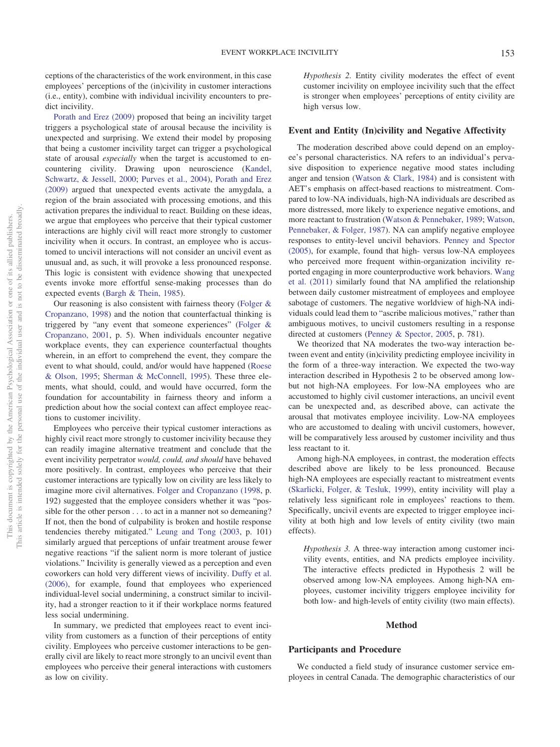ceptions of the characteristics of the work environment, in this case employees' perceptions of the (in)civility in customer interactions (i.e., entity), combine with individual incivility encounters to predict incivility.

Porath and Erez (2009) proposed that being an incivility target triggers a psychological state of arousal because the incivility is unexpected and surprising. We extend their model by proposing that being a customer incivility target can trigger a psychological state of arousal *especially* when the target is accustomed to encountering civility. Drawing upon neuroscience (Kandel, Schwartz, & Jessell, 2000; Purves et al., 2004), Porath and Erez (2009) argued that unexpected events activate the amygdala, a region of the brain associated with processing emotions, and this activation prepares the individual to react. Building on these ideas, we argue that employees who perceive that their typical customer interactions are highly civil will react more strongly to customer incivility when it occurs. In contrast, an employee who is accustomed to uncivil interactions will not consider an uncivil event as unusual and, as such, it will provoke a less pronounced response. This logic is consistent with evidence showing that unexpected events invoke more effortful sense-making processes than do expected events (Bargh & Thein, 1985).

Our reasoning is also consistent with fairness theory (Folger & Cropanzano, 1998) and the notion that counterfactual thinking is triggered by "any event that someone experiences" (Folger & Cropanzano, 2001, p. 5). When individuals encounter negative workplace events, they can experience counterfactual thoughts wherein, in an effort to comprehend the event, they compare the event to what should, could, and/or would have happened (Roese & Olson, 1995; Sherman & McConnell, 1995). These three elements, what should, could, and would have occurred, form the foundation for accountability in fairness theory and inform a prediction about how the social context can affect employee reactions to customer incivility.

Employees who perceive their typical customer interactions as highly civil react more strongly to customer incivility because they can readily imagine alternative treatment and conclude that the event incivility perpetrator *would, could, and should* have behaved more positively. In contrast, employees who perceive that their customer interactions are typically low on civility are less likely to imagine more civil alternatives. Folger and Cropanzano (1998, p. 192) suggested that the employee considers whether it was "possible for the other person . . . to act in a manner not so demeaning? If not, then the bond of culpability is broken and hostile response tendencies thereby mitigated." Leung and Tong (2003, p. 101) similarly argued that perceptions of unfair treatment arouse fewer negative reactions "if the salient norm is more tolerant of justice violations." Incivility is generally viewed as a perception and even coworkers can hold very different views of incivility. Duffy et al. (2006), for example, found that employees who experienced individual-level social undermining, a construct similar to incivility, had a stronger reaction to it if their workplace norms featured less social undermining.

In summary, we predicted that employees react to event incivility from customers as a function of their perceptions of entity civility. Employees who perceive customer interactions to be generally civil are likely to react more strongly to an uncivil event than employees who perceive their general interactions with customers as low on civility.

> *Hypothesis 2.* Entity civility moderates the effect of event customer incivility on employee incivility such that the effect is stronger when employees' perceptions of entity civility are high versus low.

## Event and Entity (In)civility and Negative Affectivity

The moderation described above could depend on an employee's personal characteristics. NA refers to an individual's pervasive disposition to experience negative mood states including anger and tension (Watson & Clark, 1984) and is consistent with AET's emphasis on affect-based reactions to mistreatment. Compared to low-NA individuals, high-NA individuals are described as more distressed, more likely to experience negative emotions, and more reactant to frustration (Watson & Pennebaker, 1989; Watson, Pennebaker, & Folger, 1987). NA can amplify negative employee responses to entity-level uncivil behaviors. Penney and Spector (2005), for example, found that high- versus low-NA employees who perceived more frequent within-organization incivility reported engaging in more counterproductive work behaviors. Wang et al. (2011) similarly found that NA amplified the relationship between daily customer mistreatment of employees and employee sabotage of customers. The negative worldview of high-NA individuals could lead them to "ascribe malicious motives," rather than ambiguous motives, to uncivil customers resulting in a response directed at customers (Penney & Spector, 2005, p. 781).

We theorized that NA moderates the two-way interaction between event and entity (in)civility predicting employee incivility in the form of a three-way interaction. We expected the two-way interaction described in Hypothesis 2 to be observed among low- but not high-NA employees. For low-NA employees who are accustomed to highly civil customer interactions, an uncivil event can be unexpected and, as described above, can activate the arousal that motivates employee incivility. Low-NA employees who are accustomed to dealing with uncivil customers, however, will be comparatively less aroused by customer incivility and thus less reactant to it.

Among high-NA employees, in contrast, the moderation effects described above are likely to be less pronounced. Because high-NA employees are especially reactant to mistreatment events (Skarlicki, Folger, & Tesluk, 1999), entity incivility will play a relatively less significant role in employees' reactions to them. Specifically, uncivil events are expected to trigger employee incivility at both high and low levels of entity civility (two main effects).

> *Hypothesis 3.* A three-way interaction among customer incivility events, entities, and NA predicts employee incivility. The interactive effects predicted in Hypothesis 2 will be observed among low-NA employees. Among high-NA employees, customer incivility triggers employee incivility for both low- and high-levels of entity civility (two main effects).

# Method

## Participants and Procedure

We conducted a field study of insurance customer service employees in central Canada. The demographic characteristics of our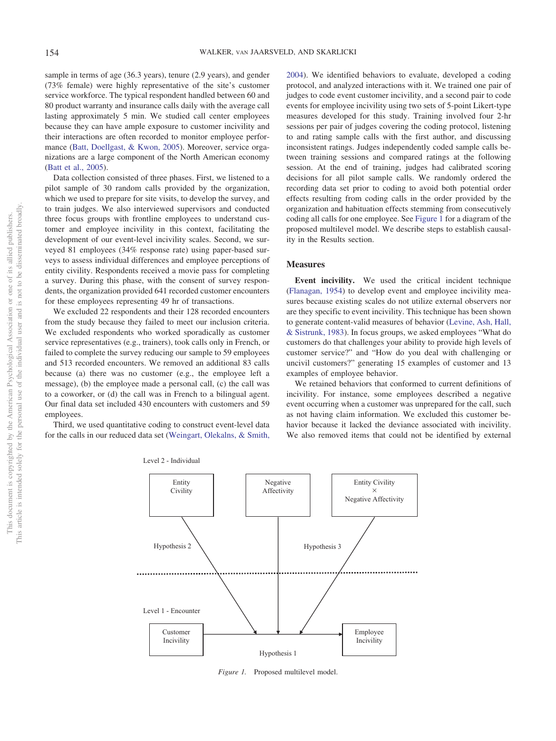sample in terms of age (36.3 years), tenure (2.9 years), and gender (73% female) were highly representative of the site's customer service workforce. The typical respondent handled between 60 and 80 product warranty and insurance calls daily with the average call lasting approximately 5 min. We studied call center employees because they can have ample exposure to customer incivility and their interactions are often recorded to monitor employee performance (Batt, Doellgast, & Kwon, 2005). Moreover, service organizations are a large component of the North American economy (Batt et al., 2005).

Data collection consisted of three phases. First, we listened to a pilot sample of 30 random calls provided by the organization, which we used to prepare for site visits, to develop the survey, and to train judges. We also interviewed supervisors and conducted three focus groups with frontline employees to understand customer and employee incivility in this context, facilitating the development of our event-level incivility scales. Second, we surveyed 81 employees (34% response rate) using paper-based surveys to assess individual differences and employee perceptions of entity civility. Respondents received a movie pass for completing a survey. During this phase, with the consent of survey respondents, the organization provided 641 recorded customer encounters for these employees representing 49 hr of transactions.

We excluded 22 respondents and their 128 recorded encounters from the study because they failed to meet our inclusion criteria. We excluded respondents who worked sporadically as customer service representatives (e.g., trainers), took calls only in French, or failed to complete the survey reducing our sample to 59 employees and 513 recorded encounters. We removed an additional 83 calls because (a) there was no customer (e.g., the employee left a message), (b) the employee made a personal call, (c) the call was to a coworker, or (d) the call was in French to a bilingual agent. Our final data set included 430 encounters with customers and 59 employees.

Third, we used quantitative coding to construct event-level data for the calls in our reduced data set (Weingart, Olekalns, & Smith, 2004). We identified behaviors to evaluate, developed a coding protocol, and analyzed interactions with it. We trained one pair of judges to code event customer incivility, and a second pair to code events for employee incivility using two sets of 5-point Likert-type measures developed for this study. Training involved four 2-hr sessions per pair of judges covering the coding protocol, listening to and rating sample calls with the first author, and discussing inconsistent ratings. Judges independently coded sample calls between training sessions and compared ratings at the following session. At the end of training, judges had calibrated scoring decisions for all pilot sample calls. We randomly ordered the recording data set prior to coding to avoid both potential order effects resulting from coding calls in the order provided by the organization and habituation effects stemming from consecutively coding all calls for one employee. See Figure 1 for a diagram of the proposed multilevel model. We describe steps to establish causality in the Results section.

## Measures

**Event incivility.** We used the critical incident technique (Flanagan, 1954) to develop event and employee incivility measures because existing scales do not utilize external observers nor are they specific to event incivility. This technique has been shown to generate content-valid measures of behavior (Levine, Ash, Hall, & Sistrunk, 1983). In focus groups, we asked employees "What do customers do that challenges your ability to provide high levels of customer service?" and "How do you deal with challenging or uncivil customers?" generating 15 examples of customer and 13 examples of employee behavior.

We retained behaviors that conformed to current definitions of incivility. For instance, some employees described a negative event occurring when a customer was unprepared for the call, such as not having claim information. We excluded this customer behavior because it lacked the deviance associated with incivility. We also removed items that could not be identified by external

Level 2 - Individual

Entity Civility | Negative Affectivity | Entity Civility × Negative Affectivity

Hypothesis 2 | Hypothesis 3

Level 1 - Encounter

Customer Incivility → Employee Incivility

Hypothesis 1

*Figure 1.* Proposed multilevel model.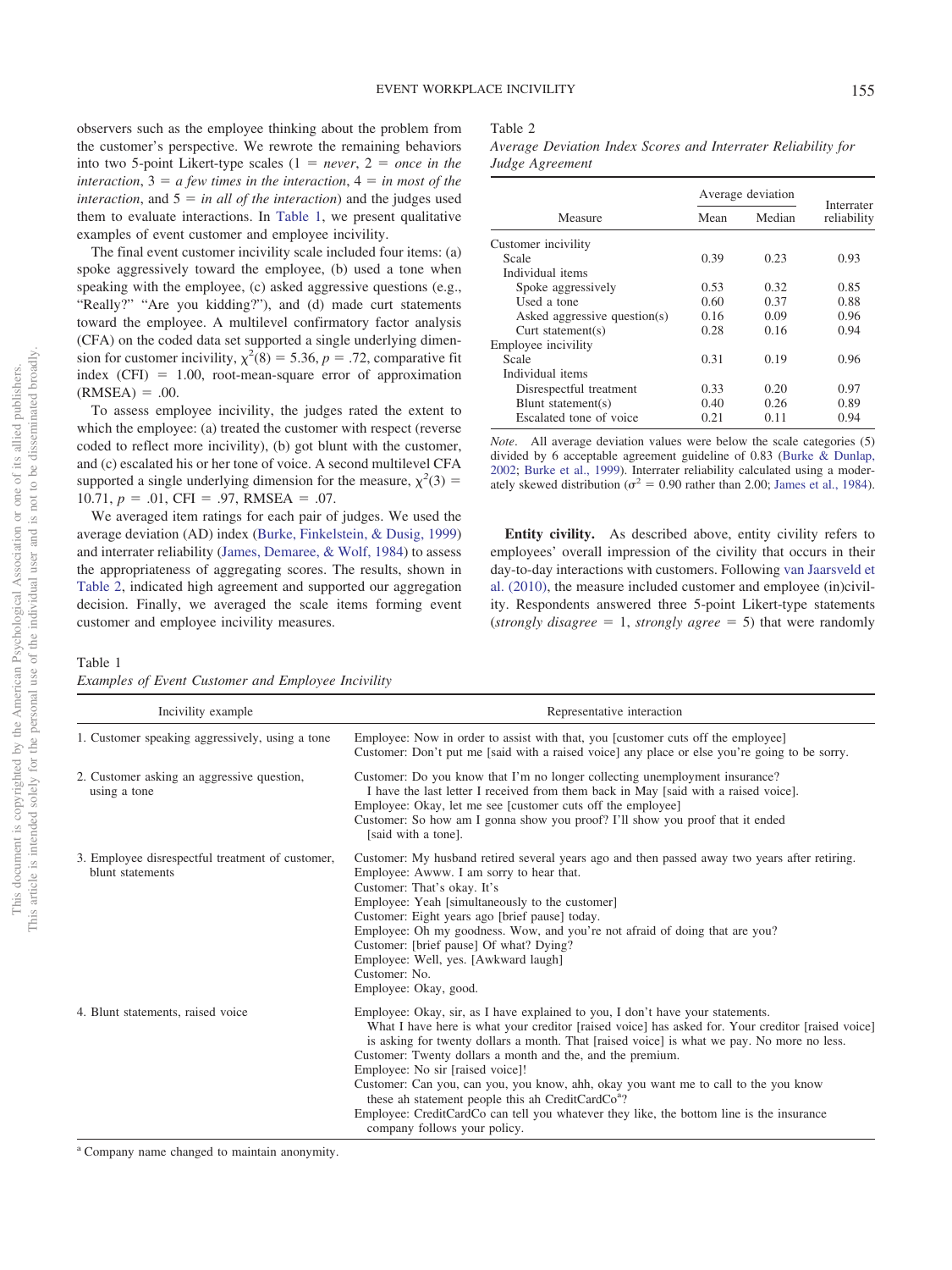observers such as the employee thinking about the problem from the customer's perspective. We rewrote the remaining behaviors into two 5-point Likert-type scales (1 = *never*, 2 = *once in the interaction*, 3 = *a few times in the interaction*, 4 = *in most of the interaction*, and 5 = *in all of the interaction*) and the judges used them to evaluate interactions. In Table 1, we present qualitative examples of event customer and employee incivility.

The final event customer incivility scale included four items: (a) spoke aggressively toward the employee, (b) used a tone when speaking with the employee, (c) asked aggressive questions (e.g., "Really?" "Are you kidding?"), and (d) made curt statements toward the employee. A multilevel confirmatory factor analysis (CFA) on the coded data set supported a single underlying dimension for customer incivility, $\chi^2(8) = 5.36$, $p = .72$, comparative fit index (CFI) = 1.00, root-mean-square error of approximation (RMSEA) = .00.

To assess employee incivility, the judges rated the extent to which the employee: (a) treated the customer with respect (reverse coded to reflect more incivility), (b) got blunt with the customer, and (c) escalated his or her tone of voice. A second multilevel CFA supported a single underlying dimension for the measure, $\chi^2(3) = 10.71$, $p = .01$, CFI = .97, RMSEA = .07.

We averaged item ratings for each pair of judges. We used the average deviation (AD) index (Burke, Finkelstein, & Dusig, 1999) and interrater reliability (James, Demaree, & Wolf, 1984) to assess the appropriateness of aggregating scores. The results, shown in Table 2, indicated high agreement and supported our aggregation decision. Finally, we averaged the scale items forming event customer and employee incivility measures.

Table 2
*Average Deviation Index Scores and Interrater Reliability for Judge Agreement*

| Measure | Average deviation | | Interrater reliability |
|---|---|---|---|
| | Mean | Median | |
| Customer incivility | | | |
| Scale | 0.39 | 0.23 | 0.93 |
| Individual items | | | |
| Spoke aggressively | 0.53 | 0.32 | 0.85 |
| Used a tone | 0.60 | 0.37 | 0.88 |
| Asked aggressive question(s) | 0.16 | 0.09 | 0.96 |
| Curt statement(s) | 0.28 | 0.16 | 0.94 |
| Employee incivility | | | |
| Scale | 0.31 | 0.19 | 0.96 |
| Individual items | | | |
| Disrespectful treatment | 0.33 | 0.20 | 0.97 |
| Blunt statement(s) | 0.40 | 0.26 | 0.89 |
| Escalated tone of voice | 0.21 | 0.11 | 0.94 |

*Note*. All average deviation values were below the scale categories (5) divided by 6 acceptable agreement guideline of 0.83 (Burke & Dunlap, 2002; Burke et al., 1999). Interrater reliability calculated using a moderately skewed distribution ($\sigma^2 = 0.90$ rather than 2.00; James et al., 1984).

**Entity civility.** As described above, entity civility refers to employees' overall impression of the civility that occurs in their day-to-day interactions with customers. Following van Jaarsveld et al. (2010), the measure included customer and employee (in)civility. Respondents answered three 5-point Likert-type statements (*strongly disagree* = 1, *strongly agree* = 5) that were randomly

Table 1
*Examples of Event Customer and Employee Incivility*

| Incivility example | Representative interaction |
|---|---|
| 1. Customer speaking aggressively, using a tone | Employee: Now in order to assist with that, you [customer cuts off the employee]<br>Customer: Don't put me [said with a raised voice] any place or else you're going to be sorry. |
| 2. Customer asking an aggressive question, using a tone | Customer: Do you know that I'm no longer collecting unemployment insurance? I have the last letter I received from them back in May [said with a raised voice].<br>Employee: Okay, let me see [customer cuts off the employee]<br>Customer: So how am I gonna show you proof? I'll show you proof that it ended [said with a tone]. |
| 3. Employee disrespectful treatment of customer, blunt statements | Customer: My husband retired several years ago and then passed away two years after retiring.<br>Employee: Awww. I am sorry to hear that.<br>Customer: That's okay. It's<br>Employee: Yeah [simultaneously to the customer]<br>Customer: Eight years ago [brief pause] today.<br>Employee: Oh my goodness. Wow, and you're not afraid of doing that are you?<br>Customer: [brief pause] Of what? Dying?<br>Employee: Well, yes. [Awkward laugh]<br>Customer: No.<br>Employee: Okay, good. |
| 4. Blunt statements, raised voice | Employee: Okay, sir, as I have explained to you, I don't have your statements. What I have here is what your creditor [raised voice] has asked for. Your creditor [raised voice] is asking for twenty dollars a month. That [raised voice] is what we pay. No more no less.<br>Customer: Twenty dollars a month and the, and the premium.<br>Employee: No sir [raised voice]!<br>Customer: Can you, can you, you know, ahh, okay you want me to call to the you know these ah statement people this ah CreditCardCo[a]?<br>Employee: CreditCardCo can tell you whatever they like, the bottom line is the insurance company follows your policy. |

[a] Company name changed to maintain anonymity.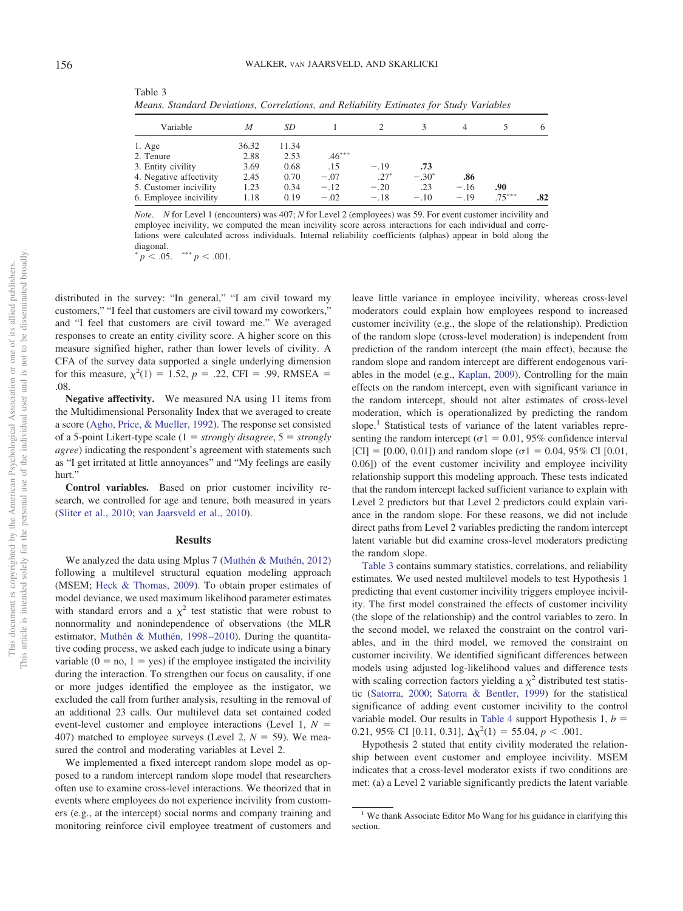Table 3
*Means, Standard Deviations, Correlations, and Reliability Estimates for Study Variables*

| Variable | *M* | *SD* | 1 | 2 | 3 | 4 | 5 | 6 |
|---|---|---|---|---|---|---|---|---|
| 1. Age | 36.32 | 11.34 | | | | | | |
| 2. Tenure | 2.88 | 2.53 | .46*** | | | | | |
| 3. Entity civility | 3.69 | 0.68 | .15 | −.19 | **.73** | | | |
| 4. Negative affectivity | 2.45 | 0.70 | −.07 | .27* | −.30* | **.86** | | |
| 5. Customer incivility | 1.23 | 0.34 | −.12 | −.20 | .23 | −.16 | **.90** | |
| 6. Employee incivility | 1.18 | 0.19 | −.02 | −.18 | −.10 | −.19 | .75*** | **.82** |

*Note*. *N* for Level 1 (encounters) was 407; *N* for Level 2 (employees) was 59. For event customer incivility and employee incivility, we computed the mean incivility score across interactions for each individual and correlations were calculated across individuals. Internal reliability coefficients (alphas) appear in bold along the diagonal.
* $p < .05$. *** $p < .001$.

distributed in the survey: "In general," "I am civil toward my customers," "I feel that customers are civil toward my coworkers," and "I feel that customers are civil toward me." We averaged responses to create an entity civility score. A higher score on this measure signified higher, rather than lower levels of civility. A CFA of the survey data supported a single underlying dimension for this measure, $\chi^2(1) = 1.52$, $p = .22$, CFI = .99, RMSEA = .08.

**Negative affectivity.** We measured NA using 11 items from the Multidimensional Personality Index that we averaged to create a score (Agho, Price, & Mueller, 1992). The response set consisted of a 5-point Likert-type scale (1 = *strongly disagree*, 5 = *strongly agree*) indicating the respondent's agreement with statements such as "I get irritated at little annoyances" and "My feelings are easily hurt."

**Control variables.** Based on prior customer incivility research, we controlled for age and tenure, both measured in years (Sliter et al., 2010; van Jaarsveld et al., 2010).

## Results

We analyzed the data using Mplus 7 (Muthén & Muthén, 2012) following a multilevel structural equation modeling approach (MSEM; Heck & Thomas, 2009). To obtain proper estimates of model deviance, we used maximum likelihood parameter estimates with standard errors and a $\chi^2$ test statistic that were robust to nonnormality and nonindependence of observations (the MLR estimator, Muthén & Muthén, 1998–2010). During the quantitative coding process, we asked each judge to indicate using a binary variable (0 = no, 1 = yes) if the employee instigated the incivility during the interaction. To strengthen our focus on causality, if one or more judges identified the employee as the instigator, we excluded the call from further analysis, resulting in the removal of an additional 23 calls. Our multilevel data set contained coded event-level customer and employee interactions (Level 1, $N = 407$) matched to employee surveys (Level 2, $N = 59$). We measured the control and moderating variables at Level 2.

We implemented a fixed intercept random slope model as opposed to a random intercept random slope model that researchers often use to examine cross-level interactions. We theorized that in events where employees do not experience incivility from customers (e.g., at the intercept) social norms and company training and monitoring reinforce civil employee treatment of customers and leave little variance in employee incivility, whereas cross-level moderators could explain how employees respond to increased customer incivility (e.g., the slope of the relationship). Prediction of the random slope (cross-level moderation) is independent from prediction of the random intercept (the main effect), because the random slope and random intercept are different endogenous variables in the model (e.g., Kaplan, 2009). Controlling for the main effects on the random intercept, even with significant variance in the random intercept, should not alter estimates of cross-level moderation, which is operationalized by predicting the random slope.[1] Statistical tests of variance of the latent variables representing the random intercept ($\sigma 1 = 0.01$, 95% confidence interval [CI] = [0.00, 0.01]) and random slope ($\sigma 1 = 0.04$, 95% CI [0.01, 0.06]) of the event customer incivility and employee incivility relationship support this modeling approach. These tests indicated that the random intercept lacked sufficient variance to explain with Level 2 predictors but that Level 2 predictors could explain variance in the random slope. For these reasons, we did not include direct paths from Level 2 variables predicting the random intercept latent variable but did examine cross-level moderators predicting the random slope.

Table 3 contains summary statistics, correlations, and reliability estimates. We used nested multilevel models to test Hypothesis 1 predicting that event customer incivility triggers employee incivility. The first model constrained the effects of customer incivility (the slope of the relationship) and the control variables to zero. In the second model, we relaxed the constraint on the control variables, and in the third model, we removed the constraint on customer incivility. We identified significant differences between models using adjusted log-likelihood values and difference tests with scaling correction factors yielding a $\chi^2$ distributed test statistic (Satorra, 2000; Satorra & Bentler, 1999) for the statistical significance of adding event customer incivility to the control variable model. Our results in Table 4 support Hypothesis 1, $b = 0.21$, 95% CI [0.11, 0.31], $\Delta\chi^2(1) = 55.04$, $p < .001$.

Hypothesis 2 stated that entity civility moderated the relationship between event customer and employee incivility. MSEM indicates that a cross-level moderator exists if two conditions are met: (a) a Level 2 variable significantly predicts the latent variable

[1] We thank Associate Editor Mo Wang for his guidance in clarifying this section.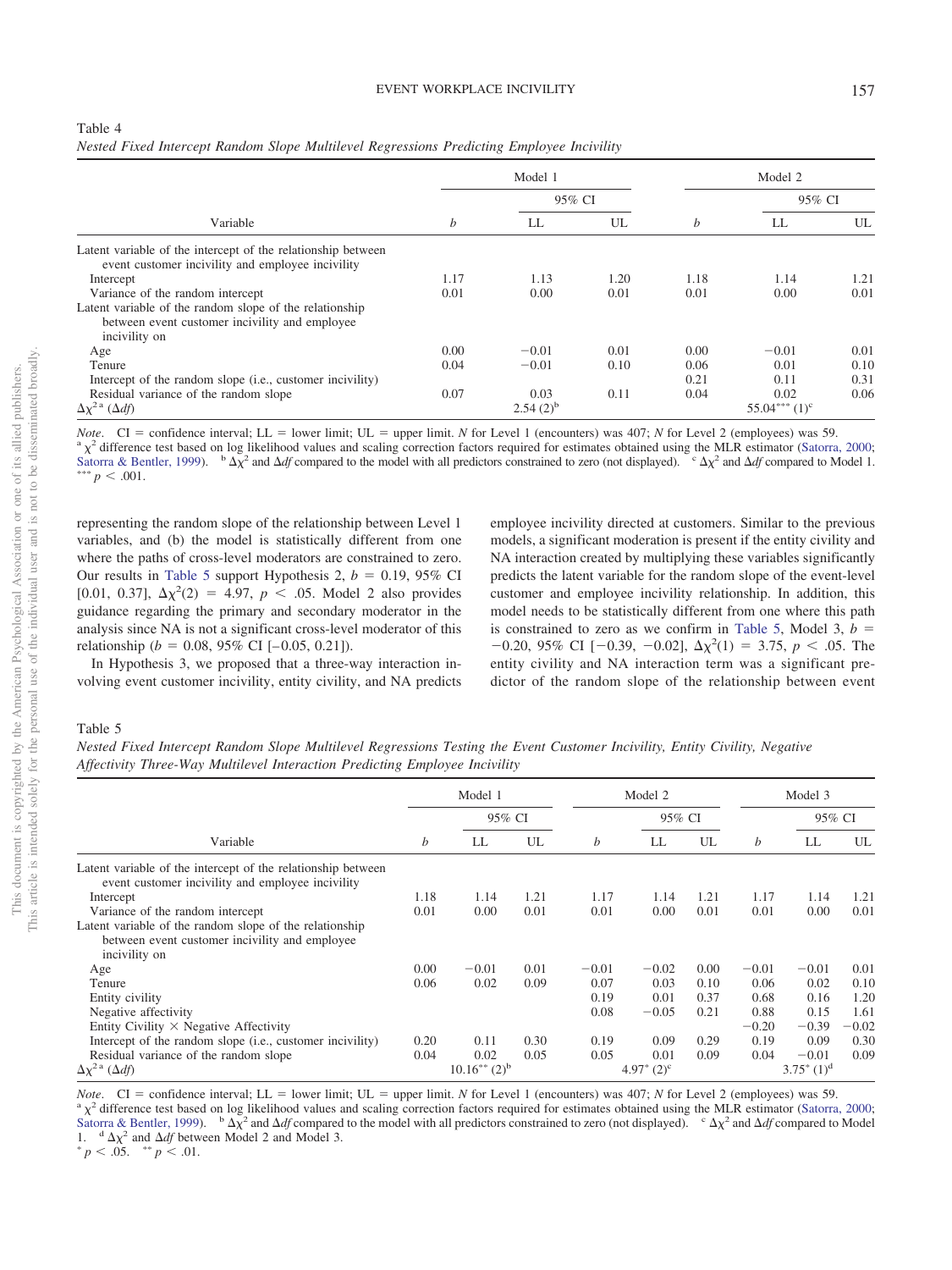Table 4
*Nested Fixed Intercept Random Slope Multilevel Regressions Predicting Employee Incivility*

| Variable | Model 1 | | | Model 2 | | |
|---|---|---|---|---|---|---|
| | | 95% CI | | | 95% CI | |
| | $b$ | LL | UL | $b$ | LL | UL |
| Latent variable of the intercept of the relationship between event customer incivility and employee incivility | | | | | | |
| Intercept | 1.17 | 1.13 | 1.20 | 1.18 | 1.14 | 1.21 |
| Variance of the random intercept | 0.01 | 0.00 | 0.01 | 0.01 | 0.00 | 0.01 |
| Latent variable of the random slope of the relationship between event customer incivility and employee incivility on | | | | | | |
| Age | 0.00 | −0.01 | 0.01 | 0.00 | −0.01 | 0.01 |
| Tenure | 0.04 | −0.01 | 0.10 | 0.06 | 0.01 | 0.10 |
| Intercept of the random slope (i.e., customer incivility) | | | | 0.21 | 0.11 | 0.31 |
| Residual variance of the random slope | 0.07 | 0.03 | 0.11 | 0.04 | 0.02 | 0.06 |
| $\Delta\chi^{2}$ [a] ($\Delta df$) | | 2.54 (2)[b] | | | 55.04*** (1)[c] | |

*Note*. CI = confidence interval; LL = lower limit; UL = upper limit. $N$ for Level 1 (encounters) was 407; $N$ for Level 2 (employees) was 59.
[a] $\chi^2$ difference test based on log likelihood values and scaling correction factors required for estimates obtained using the MLR estimator (Satorra, 2000; Satorra & Bentler, 1999). [b] $\Delta\chi^2$ and $\Delta df$ compared to the model with all predictors constrained to zero (not displayed). [c] $\Delta\chi^2$ and $\Delta df$ compared to Model 1.
*** $p < .001$.

representing the random slope of the relationship between Level 1 variables, and (b) the model is statistically different from one where the paths of cross-level moderators are constrained to zero. Our results in Table 5 support Hypothesis 2, $b = 0.19$, 95% CI [0.01, 0.37], $\Delta\chi^2(2) = 4.97$, $p < .05$. Model 2 also provides guidance regarding the primary and secondary moderator in the analysis since NA is not a significant cross-level moderator of this relationship ($b = 0.08$, 95% CI [−0.05, 0.21]).

In Hypothesis 3, we proposed that a three-way interaction involving event customer incivility, entity civility, and NA predicts employee incivility directed at customers. Similar to the previous models, a significant moderation is present if the entity civility and NA interaction created by multiplying these variables significantly predicts the latent variable for the random slope of the event-level customer and employee incivility relationship. In addition, this model needs to be statistically different from one where this path is constrained to zero as we confirm in Table 5, Model 3, $b = -0.20$, 95% CI [−0.39, −0.02], $\Delta\chi^2(1) = 3.75$, $p < .05$. The entity civility and NA interaction term was a significant predictor of the random slope of the relationship between event

Table 5
*Nested Fixed Intercept Random Slope Multilevel Regressions Testing the Event Customer Incivility, Entity Civility, Negative Affectivity Three-Way Multilevel Interaction Predicting Employee Incivility*

| Variable | Model 1 | | | Model 2 | | | Model 3 | | |
|---|---|---|---|---|---|---|---|---|---|
| | | 95% CI | | | 95% CI | | | 95% CI | |
| | $b$ | LL | UL | $b$ | LL | UL | $b$ | LL | UL |
| Latent variable of the intercept of the relationship between event customer incivility and employee incivility | | | | | | | | | |
| Intercept | 1.18 | 1.14 | 1.21 | 1.17 | 1.14 | 1.21 | 1.17 | 1.14 | 1.21 |
| Variance of the random intercept | 0.01 | 0.00 | 0.01 | 0.01 | 0.00 | 0.01 | 0.01 | 0.00 | 0.01 |
| Latent variable of the random slope of the relationship between event customer incivility and employee incivility on | | | | | | | | | |
| Age | 0.00 | −0.01 | 0.01 | −0.01 | −0.02 | 0.00 | −0.01 | −0.01 | 0.01 |
| Tenure | 0.06 | 0.02 | 0.09 | 0.07 | 0.03 | 0.10 | 0.06 | 0.02 | 0.10 |
| Entity civility | | | | 0.19 | 0.01 | 0.37 | 0.68 | 0.16 | 1.20 |
| Negative affectivity | | | | 0.08 | −0.05 | 0.21 | 0.88 | 0.15 | 1.61 |
| Entity Civility × Negative Affectivity | | | | | | | −0.20 | −0.39 | −0.02 |
| Intercept of the random slope (i.e., customer incivility) | 0.20 | 0.11 | 0.30 | 0.19 | 0.09 | 0.29 | 0.19 | 0.09 | 0.30 |
| Residual variance of the random slope | 0.04 | 0.02 | 0.05 | 0.05 | 0.01 | 0.09 | 0.04 | −0.01 | 0.09 |
| $\Delta\chi^{2}$ [a] ($\Delta df$) | | 10.16** (2)[b] | | | 4.97* (2)[c] | | | 3.75* (1)[d] | |

*Note*. CI = confidence interval; LL = lower limit; UL = upper limit. $N$ for Level 1 (encounters) was 407; $N$ for Level 2 (employees) was 59.
[a] $\chi^2$ difference test based on log likelihood values and scaling correction factors required for estimates obtained using the MLR estimator (Satorra, 2000; Satorra & Bentler, 1999). [b] $\Delta\chi^2$ and $\Delta df$ compared to the model with all predictors constrained to zero (not displayed). [c] $\Delta\chi^2$ and $\Delta df$ compared to Model 1. [d] $\Delta\chi^2$ and $\Delta df$ between Model 2 and Model 3.
* $p < .05$. ** $p < .01$.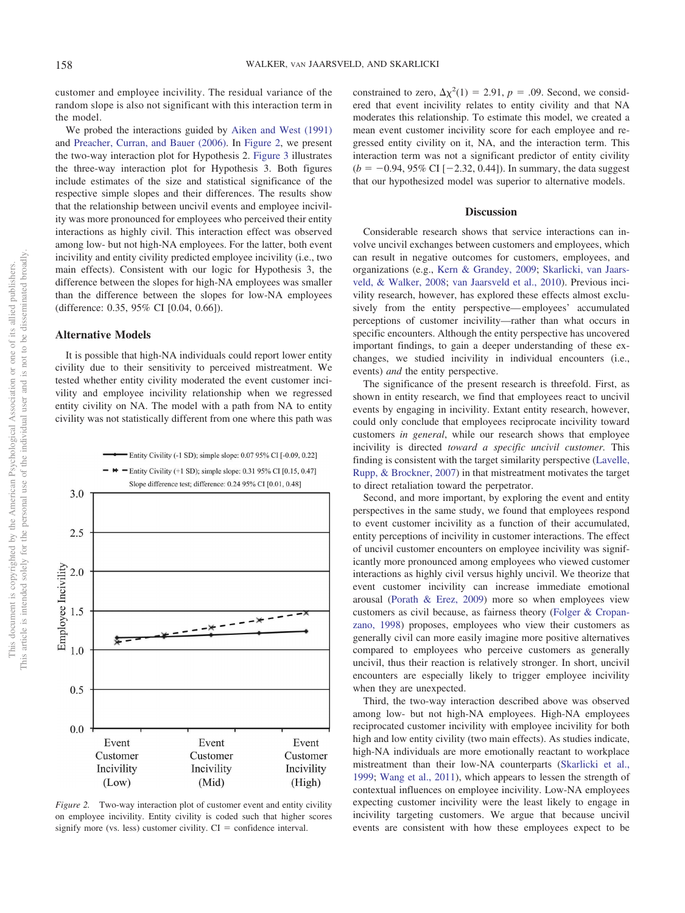customer and employee incivility. The residual variance of the random slope is also not significant with this interaction term in the model.

We probed the interactions guided by Aiken and West (1991) and Preacher, Curran, and Bauer (2006). In Figure 2, we present the two-way interaction plot for Hypothesis 2. Figure 3 illustrates the three-way interaction plot for Hypothesis 3. Both figures include estimates of the size and statistical significance of the respective simple slopes and their differences. The results show that the relationship between uncivil events and employee incivility was more pronounced for employees who perceived their entity interactions as highly civil. This interaction effect was observed among low- but not high-NA employees. For the latter, both event incivility and entity civility predicted employee incivility (i.e., two main effects). Consistent with our logic for Hypothesis 3, the difference between the slopes for high-NA employees was smaller than the difference between the slopes for low-NA employees (difference: 0.35, 95% CI [0.04, 0.66]).

## Alternative Models

It is possible that high-NA individuals could report lower entity civility due to their sensitivity to perceived mistreatment. We tested whether entity civility moderated the event customer incivility and employee incivility relationship when we regressed entity civility on NA. The model with a path from NA to entity civility was not statistically different from one where this path was constrained to zero, $\Delta\chi^2(1) = 2.91$, $p = .09$. Second, we considered that event incivility relates to entity civility and that NA moderates this relationship. To estimate this model, we created a mean event customer incivility score for each employee and regressed entity civility on it, NA, and the interaction term. This interaction term was not a significant predictor of entity civility ($b = -0.94$, 95% CI [−2.32, 0.44]). In summary, the data suggest that our hypothesized model was superior to alternative models.

Entity Civility (-1 SD); simple slope: 0.07 95% CI [-0.09, 0.22]

Entity Civility (+1 SD); simple slope: 0.31 95% CI [0.15, 0.47]

Slope difference test; difference: 0.24 95% CI [0.01, 0.48]

Employee Incivility

3.0
2.5
2.0
1.5
1.0
0.5
0.0

Event Customer Incivility (Low)

Event Customer Incivility (Mid)

Event Customer Incivility (High)

*Figure 2.* Two-way interaction plot of customer event and entity civility on employee incivility. Entity civility is coded such that higher scores signify more (vs. less) customer civility. CI = confidence interval.

## Discussion

Considerable research shows that service interactions can involve uncivil exchanges between customers and employees, which can result in negative outcomes for customers, employees, and organizations (e.g., Kern & Grandey, 2009; Skarlicki, van Jaarsveld, & Walker, 2008; van Jaarsveld et al., 2010). Previous incivility research, however, has explored these effects almost exclusively from the entity perspective—employees' accumulated perceptions of customer incivility—rather than what occurs in specific encounters. Although the entity perspective has uncovered important findings, to gain a deeper understanding of these exchanges, we studied incivility in individual encounters (i.e., events) *and* the entity perspective.

The significance of the present research is threefold. First, as shown in entity research, we find that employees react to uncivil events by engaging in incivility. Extant entity research, however, could only conclude that employees reciprocate incivility toward customers *in general*, while our research shows that employee incivility is directed *toward a specific uncivil customer.* This finding is consistent with the target similarity perspective (Lavelle, Rupp, & Brockner, 2007) in that mistreatment motivates the target to direct retaliation toward the perpetrator.

Second, and more important, by exploring the event and entity perspectives in the same study, we found that employees respond to event customer incivility as a function of their accumulated, entity perceptions of incivility in customer interactions. The effect of uncivil customer encounters on employee incivility was significantly more pronounced among employees who viewed customer interactions as highly civil versus highly uncivil. We theorize that event customer incivility can increase immediate emotional arousal (Porath & Erez, 2009) more so when employees view customers as civil because, as fairness theory (Folger & Cropanzano, 1998) proposes, employees who view their customers as generally civil can more easily imagine more positive alternatives compared to employees who perceive customers as generally uncivil, thus their reaction is relatively stronger. In short, uncivil encounters are especially likely to trigger employee incivility when they are unexpected.

Third, the two-way interaction described above was observed among low- but not high-NA employees. High-NA employees reciprocated customer incivility with employee incivility for both high and low entity civility (two main effects). As studies indicate, high-NA individuals are more emotionally reactant to workplace mistreatment than their low-NA counterparts (Skarlicki et al., 1999; Wang et al., 2011), which appears to lessen the strength of contextual influences on employee incivility. Low-NA employees expecting customer incivility were the least likely to engage in incivility targeting customers. We argue that because uncivil events are consistent with how these employees expect to be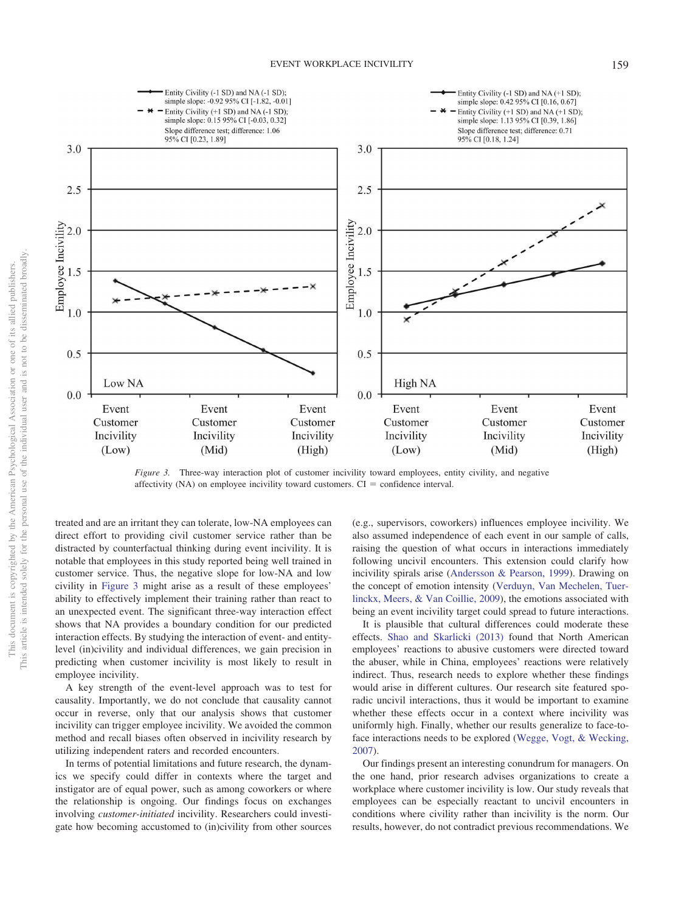Entity Civility (-1 SD) and NA (-1 SD); simple slope: -0.92 95% CI [-1.82, -0.01]
Entity Civility (+1 SD) and NA (-1 SD); simple slope: 0.15 95% CI [-0.03, 0.32]
Slope difference test; difference: 1.06 95% CI [0.23, 1.89]

Employee Incivility

3.0
2.5
2.0
1.5
1.0
0.5
0.0

Low NA

Event Customer Incivility (Low)
Event Customer Incivility (Mid)
Event Customer Incivility (High)

Entity Civility (-1 SD) and NA (+1 SD); simple slope: 0.42 95% CI [0.16, 0.67]
Entity Civility (+1 SD) and NA (+1 SD); simple slope: 1.13 95% CI [0.39, 1.86]
Slope difference test; difference: 0.71 95% CI [0.18, 1.24]

Employee Incivility

3.0
2.5
2.0
1.5
1.0
0.5
0.0

High NA

Event Customer Incivility (Low)
Event Customer Incivility (Mid)
Event Customer Incivility (High)

*Figure 3.* Three-way interaction plot of customer incivility toward employees, entity civility, and negative affectivity (NA) on employee incivility toward customers. CI = confidence interval.

treated and are an irritant they can tolerate, low-NA employees can direct effort to providing civil customer service rather than be distracted by counterfactual thinking during event incivility. It is notable that employees in this study reported being well trained in customer service. Thus, the negative slope for low-NA and low civility in Figure 3 might arise as a result of these employees' ability to effectively implement their training rather than react to an unexpected event. The significant three-way interaction effect shows that NA provides a boundary condition for our predicted interaction effects. By studying the interaction of event- and entity-level (in)civility and individual differences, we gain precision in predicting when customer incivility is most likely to result in employee incivility.

A key strength of the event-level approach was to test for causality. Importantly, we do not conclude that causality cannot occur in reverse, only that our analysis shows that customer incivility can trigger employee incivility. We avoided the common method and recall biases often observed in incivility research by utilizing independent raters and recorded encounters.

In terms of potential limitations and future research, the dynamics we specify could differ in contexts where the target and instigator are of equal power, such as among coworkers or where the relationship is ongoing. Our findings focus on exchanges involving *customer-initiated* incivility. Researchers could investigate how becoming accustomed to (in)civility from other sources (e.g., supervisors, coworkers) influences employee incivility. We also assumed independence of each event in our sample of calls, raising the question of what occurs in interactions immediately following uncivil encounters. This extension could clarify how incivility spirals arise (Andersson & Pearson, 1999). Drawing on the concept of emotion intensity (Verduyn, Van Mechelen, Tuerlinckx, Meers, & Van Coillie, 2009), the emotions associated with being an event incivility target could spread to future interactions.

It is plausible that cultural differences could moderate these effects. Shao and Skarlicki (2013) found that North American employees' reactions to abusive customers were directed toward the abuser, while in China, employees' reactions were relatively indirect. Thus, research needs to explore whether these findings would arise in different cultures. Our research site featured sporadic uncivil interactions, thus it would be important to examine whether these effects occur in a context where incivility was uniformly high. Finally, whether our results generalize to face-to-face interactions needs to be explored (Wegge, Vogt, & Wecking, 2007).

Our findings present an interesting conundrum for managers. On the one hand, prior research advises organizations to create a workplace where customer incivility is low. Our study reveals that employees can be especially reactant to uncivil encounters in conditions where civility rather than incivility is the norm. Our results, however, do not contradict previous recommendations. We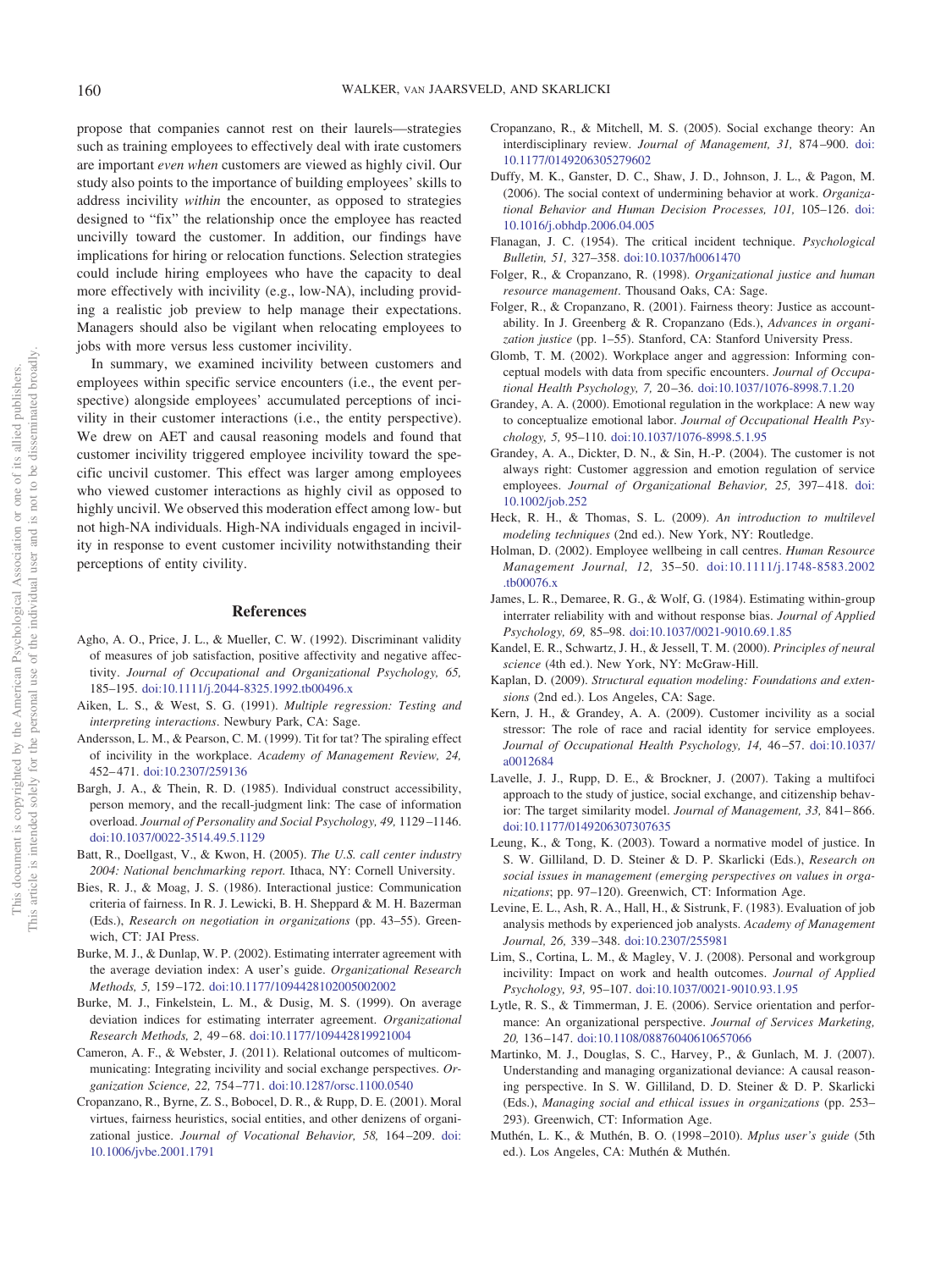propose that companies cannot rest on their laurels—strategies such as training employees to effectively deal with irate customers are important *even when* customers are viewed as highly civil. Our study also points to the importance of building employees' skills to address incivility *within* the encounter, as opposed to strategies designed to "fix" the relationship once the employee has reacted uncivilly toward the customer. In addition, our findings have implications for hiring or relocation functions. Selection strategies could include hiring employees who have the capacity to deal more effectively with incivility (e.g., low-NA), including providing a realistic job preview to help manage their expectations. Managers should also be vigilant when relocating employees to jobs with more versus less customer incivility.

In summary, we examined incivility between customers and employees within specific service encounters (i.e., the event perspective) alongside employees' accumulated perceptions of incivility in their customer interactions (i.e., the entity perspective). We drew on AET and causal reasoning models and found that customer incivility triggered employee incivility toward the specific uncivil customer. This effect was larger among employees who viewed customer interactions as highly civil as opposed to highly uncivil. We observed this moderation effect among low- but not high-NA individuals. High-NA individuals engaged in incivility in response to event customer incivility notwithstanding their perceptions of entity civility.

## References

Agho, A. O., Price, J. L., & Mueller, C. W. (1992). Discriminant validity of measures of job satisfaction, positive affectivity and negative affectivity. *Journal of Occupational and Organizational Psychology, 65,* 185–195. doi:10.1111/j.2044-8325.1992.tb00496.x

Aiken, L. S., & West, S. G. (1991). *Multiple regression: Testing and interpreting interactions*. Newbury Park, CA: Sage.

Andersson, L. M., & Pearson, C. M. (1999). Tit for tat? The spiraling effect of incivility in the workplace. *Academy of Management Review, 24,* 452–471. doi:10.2307/259136

Bargh, J. A., & Thein, R. D. (1985). Individual construct accessibility, person memory, and the recall-judgment link: The case of information overload. *Journal of Personality and Social Psychology, 49,* 1129–1146. doi:10.1037/0022-3514.49.5.1129

Batt, R., Doellgast, V., & Kwon, H. (2005). *The U.S. call center industry 2004: National benchmarking report.* Ithaca, NY: Cornell University.

Bies, R. J., & Moag, J. S. (1986). Interactional justice: Communication criteria of fairness. In R. J. Lewicki, B. H. Sheppard & M. H. Bazerman (Eds.), *Research on negotiation in organizations* (pp. 43–55). Greenwich, CT: JAI Press.

Burke, M. J., & Dunlap, W. P. (2002). Estimating interrater agreement with the average deviation index: A user's guide. *Organizational Research Methods, 5,* 159–172. doi:10.1177/1094428102005002002

Burke, M. J., Finkelstein, L. M., & Dusig, M. S. (1999). On average deviation indices for estimating interrater agreement. *Organizational Research Methods, 2,* 49–68. doi:10.1177/109442819921004

Cameron, A. F., & Webster, J. (2011). Relational outcomes of multicommunicating: Integrating incivility and social exchange perspectives. *Organization Science, 22,* 754–771. doi:10.1287/orsc.1100.0540

Cropanzano, R., Byrne, Z. S., Bobocel, D. R., & Rupp, D. E. (2001). Moral virtues, fairness heuristics, social entities, and other denizens of organizational justice. *Journal of Vocational Behavior, 58,* 164–209. doi:10.1006/jvbe.2001.1791

Cropanzano, R., & Mitchell, M. S. (2005). Social exchange theory: An interdisciplinary review. *Journal of Management, 31,* 874–900. doi:10.1177/0149206305279602

Duffy, M. K., Ganster, D. C., Shaw, J. D., Johnson, J. L., & Pagon, M. (2006). The social context of undermining behavior at work. *Organizational Behavior and Human Decision Processes, 101,* 105–126. doi:10.1016/j.obhdp.2006.04.005

Flanagan, J. C. (1954). The critical incident technique. *Psychological Bulletin, 51,* 327–358. doi:10.1037/h0061470

Folger, R., & Cropanzano, R. (1998). *Organizational justice and human resource management*. Thousand Oaks, CA: Sage.

Folger, R., & Cropanzano, R. (2001). Fairness theory: Justice as accountability. In J. Greenberg & R. Cropanzano (Eds.), *Advances in organization justice* (pp. 1–55). Stanford, CA: Stanford University Press.

Glomb, T. M. (2002). Workplace anger and aggression: Informing conceptual models with data from specific encounters. *Journal of Occupational Health Psychology, 7,* 20–36. doi:10.1037/1076-8998.7.1.20

Grandey, A. A. (2000). Emotional regulation in the workplace: A new way to conceptualize emotional labor. *Journal of Occupational Health Psychology, 5,* 95–110. doi:10.1037/1076-8998.5.1.95

Grandey, A. A., Dickter, D. N., & Sin, H.-P. (2004). The customer is not always right: Customer aggression and emotion regulation of service employees. *Journal of Organizational Behavior, 25,* 397–418. doi:10.1002/job.252

Heck, R. H., & Thomas, S. L. (2009). *An introduction to multilevel modeling techniques* (2nd ed.). New York, NY: Routledge.

Holman, D. (2002). Employee wellbeing in call centres. *Human Resource Management Journal, 12,* 35–50. doi:10.1111/j.1748-8583.2002.tb00076.x

James, L. R., Demaree, R. G., & Wolf, G. (1984). Estimating within-group interrater reliability with and without response bias. *Journal of Applied Psychology, 69,* 85–98. doi:10.1037/0021-9010.69.1.85

Kandel, E. R., Schwartz, J. H., & Jessell, T. M. (2000). *Principles of neural science* (4th ed.). New York, NY: McGraw-Hill.

Kaplan, D. (2009). *Structural equation modeling: Foundations and extensions* (2nd ed.). Los Angeles, CA: Sage.

Kern, J. H., & Grandey, A. A. (2009). Customer incivility as a social stressor: The role of race and racial identity for service employees. *Journal of Occupational Health Psychology, 14,* 46–57. doi:10.1037/a0012684

Lavelle, J. J., Rupp, D. E., & Brockner, J. (2007). Taking a multifoci approach to the study of justice, social exchange, and citizenship behavior: The target similarity model. *Journal of Management, 33,* 841–866. doi:10.1177/0149206307307635

Leung, K., & Tong, K. (2003). Toward a normative model of justice. In S. W. Gilliland, D. D. Steiner & D. P. Skarlicki (Eds.), *Research on social issues in management (emerging perspectives on values in organizations*; pp. 97–120). Greenwich, CT: Information Age.

Levine, E. L., Ash, R. A., Hall, H., & Sistrunk, F. (1983). Evaluation of job analysis methods by experienced job analysts. *Academy of Management Journal, 26,* 339–348. doi:10.2307/255981

Lim, S., Cortina, L. M., & Magley, V. J. (2008). Personal and workgroup incivility: Impact on work and health outcomes. *Journal of Applied Psychology, 93,* 95–107. doi:10.1037/0021-9010.93.1.95

Lytle, R. S., & Timmerman, J. E. (2006). Service orientation and performance: An organizational perspective. *Journal of Services Marketing, 20,* 136–147. doi:10.1108/08876040610657066

Martinko, M. J., Douglas, S. C., Harvey, P., & Gunlach, M. J. (2007). Understanding and managing organizational deviance: A causal reasoning perspective. In S. W. Gilliland, D. D. Steiner & D. P. Skarlicki (Eds.), *Managing social and ethical issues in organizations* (pp. 253–293). Greenwich, CT: Information Age.

Muthén, L. K., & Muthén, B. O. (1998–2010). *Mplus user's guide* (5th ed.). Los Angeles, CA: Muthén & Muthén.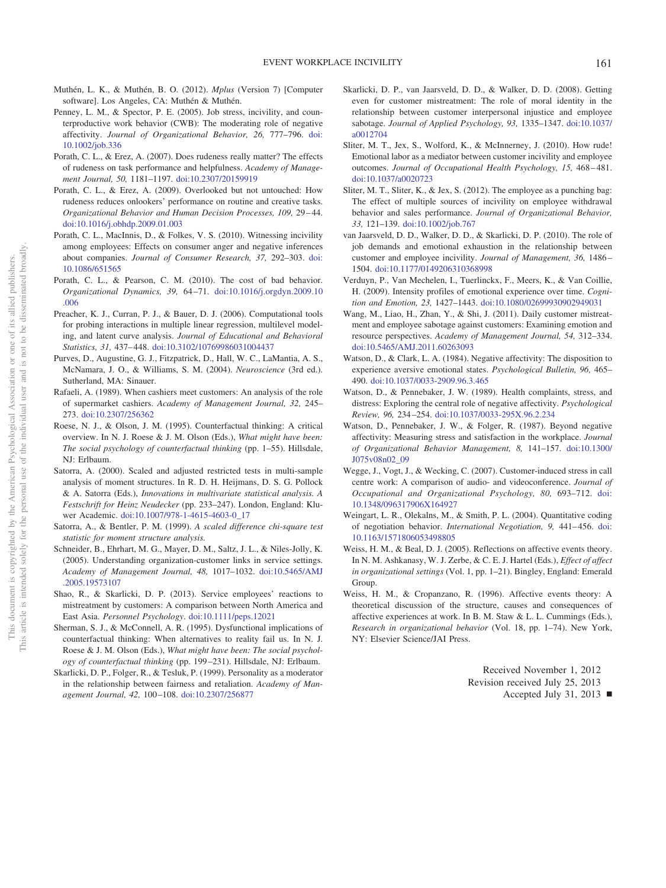Muthén, L. K., & Muthén, B. O. (2012). *Mplus* (Version 7) [Computer software]. Los Angeles, CA: Muthén & Muthén.

Penney, L. M., & Spector, P. E. (2005). Job stress, incivility, and counterproductive work behavior (CWB): The moderating role of negative affectivity. *Journal of Organizational Behavior, 26,* 777–796. doi:10.1002/job.336

Porath, C. L., & Erez, A. (2007). Does rudeness really matter? The effects of rudeness on task performance and helpfulness. *Academy of Management Journal, 50,* 1181–1197. doi:10.2307/20159919

Porath, C. L., & Erez, A. (2009). Overlooked but not untouched: How rudeness reduces onlookers' performance on routine and creative tasks. *Organizational Behavior and Human Decision Processes, 109,* 29–44. doi:10.1016/j.obhdp.2009.01.003

Porath, C. L., MacInnis, D., & Folkes, V. S. (2010). Witnessing incivility among employees: Effects on consumer anger and negative inferences about companies. *Journal of Consumer Research, 37,* 292–303. doi:10.1086/651565

Porath, C. L., & Pearson, C. M. (2010). The cost of bad behavior. *Organizational Dynamics, 39,* 64–71. doi:10.1016/j.orgdyn.2009.10.006

Preacher, K. J., Curran, P. J., & Bauer, D. J. (2006). Computational tools for probing interactions in multiple linear regression, multilevel modeling, and latent curve analysis. *Journal of Educational and Behavioral Statistics, 31,* 437–448. doi:10.3102/10769986031004437

Purves, D., Augustine, G. J., Fitzpatrick, D., Hall, W. C., LaMantia, A. S., McNamara, J. O., & Williams, S. M. (2004). *Neuroscience* (3rd ed.). Sutherland, MA: Sinauer.

Rafaeli, A. (1989). When cashiers meet customers: An analysis of the role of supermarket cashiers. *Academy of Management Journal, 32,* 245–273. doi:10.2307/256362

Roese, N. J., & Olson, J. M. (1995). Counterfactual thinking: A critical overview. In N. J. Roese & J. M. Olson (Eds.), *What might have been: The social psychology of counterfactual thinking* (pp. 1–55). Hillsdale, NJ: Erlbaum.

Satorra, A. (2000). Scaled and adjusted restricted tests in multi-sample analysis of moment structures. In R. D. H. Heijmans, D. S. G. Pollock & A. Satorra (Eds.), *Innovations in multivariate statistical analysis. A Festschrift for Heinz Neudecker* (pp. 233–247). London, England: Kluwer Academic. doi:10.1007/978-1-4615-4603-0_17

Satorra, A., & Bentler, P. M. (1999). *A scaled difference chi-square test statistic for moment structure analysis.*

Schneider, B., Ehrhart, M. G., Mayer, D. M., Saltz, J. L., & Niles-Jolly, K. (2005). Understanding organization-customer links in service settings. *Academy of Management Journal, 48,* 1017–1032. doi:10.5465/AMJ.2005.19573107

Shao, R., & Skarlicki, D. P. (2013). Service employees' reactions to mistreatment by customers: A comparison between North America and East Asia. *Personnel Psychology*. doi:10.1111/peps.12021

Sherman, S. J., & McConnell, A. R. (1995). Dysfunctional implications of counterfactual thinking: When alternatives to reality fail us. In N. J. Roese & J. M. Olson (Eds.), *What might have been: The social psychology of counterfactual thinking* (pp. 199–231). Hillsdale, NJ: Erlbaum.

Skarlicki, D. P., Folger, R., & Tesluk, P. (1999). Personality as a moderator in the relationship between fairness and retaliation. *Academy of Management Journal, 42,* 100–108. doi:10.2307/256877

Skarlicki, D. P., van Jaarsveld, D. D., & Walker, D. D. (2008). Getting even for customer mistreatment: The role of moral identity in the relationship between customer interpersonal injustice and employee sabotage. *Journal of Applied Psychology, 93,* 1335–1347. doi:10.1037/a0012704

Sliter, M. T., Jex, S., Wolford, K., & McInnerney, J. (2010). How rude! Emotional labor as a mediator between customer incivility and employee outcomes. *Journal of Occupational Health Psychology, 15,* 468–481. doi:10.1037/a0020723

Sliter, M. T., Sliter, K., & Jex, S. (2012). The employee as a punching bag: The effect of multiple sources of incivility on employee withdrawal behavior and sales performance. *Journal of Organizational Behavior, 33,* 121–139. doi:10.1002/job.767

van Jaarsveld, D. D., Walker, D. D., & Skarlicki, D. P. (2010). The role of job demands and emotional exhaustion in the relationship between customer and employee incivility. *Journal of Management, 36,* 1486–1504. doi:10.1177/0149206310368998

Verduyn, P., Van Mechelen, I., Tuerlinckx, F., Meers, K., & Van Coillie, H. (2009). Intensity profiles of emotional experience over time. *Cognition and Emotion, 23,* 1427–1443. doi:10.1080/02699930902949031

Wang, M., Liao, H., Zhan, Y., & Shi, J. (2011). Daily customer mistreatment and employee sabotage against customers: Examining emotion and resource perspectives. *Academy of Management Journal, 54,* 312–334. doi:10.5465/AMJ.2011.60263093

Watson, D., & Clark, L. A. (1984). Negative affectivity: The disposition to experience aversive emotional states. *Psychological Bulletin, 96,* 465–490. doi:10.1037/0033-2909.96.3.465

Watson, D., & Pennebaker, J. W. (1989). Health complaints, stress, and distress: Exploring the central role of negative affectivity. *Psychological Review, 96,* 234–254. doi:10.1037/0033-295X.96.2.234

Watson, D., Pennebaker, J. W., & Folger, R. (1987). Beyond negative affectivity: Measuring stress and satisfaction in the workplace. *Journal of Organizational Behavior Management, 8,* 141–157. doi:10.1300/J075v08n02_09

Wegge, J., Vogt, J., & Wecking, C. (2007). Customer-induced stress in call centre work: A comparison of audio- and videoconference. *Journal of Occupational and Organizational Psychology, 80,* 693–712. doi:10.1348/096317906X164927

Weingart, L. R., Olekalns, M., & Smith, P. L. (2004). Quantitative coding of negotiation behavior. *International Negotiation, 9,* 441–456. doi:10.1163/1571806053498805

Weiss, H. M., & Beal, D. J. (2005). Reflections on affective events theory. In N. M. Ashkanasy, W. J. Zerbe, & C. E. J. Hartel (Eds.), *Effect of affect in organizational settings* (Vol. 1, pp. 1–21). Bingley, England: Emerald Group.

Weiss, H. M., & Cropanzano, R. (1996). Affective events theory: A theoretical discussion of the structure, causes and consequences of affective experiences at work. In B. M. Staw & L. L. Cummings (Eds.), *Research in organizational behavior* (Vol. 18, pp. 1–74). New York, NY: Elsevier Science/JAI Press.

Received November 1, 2012
Revision received July 25, 2013
Accepted July 31, 2013 ■